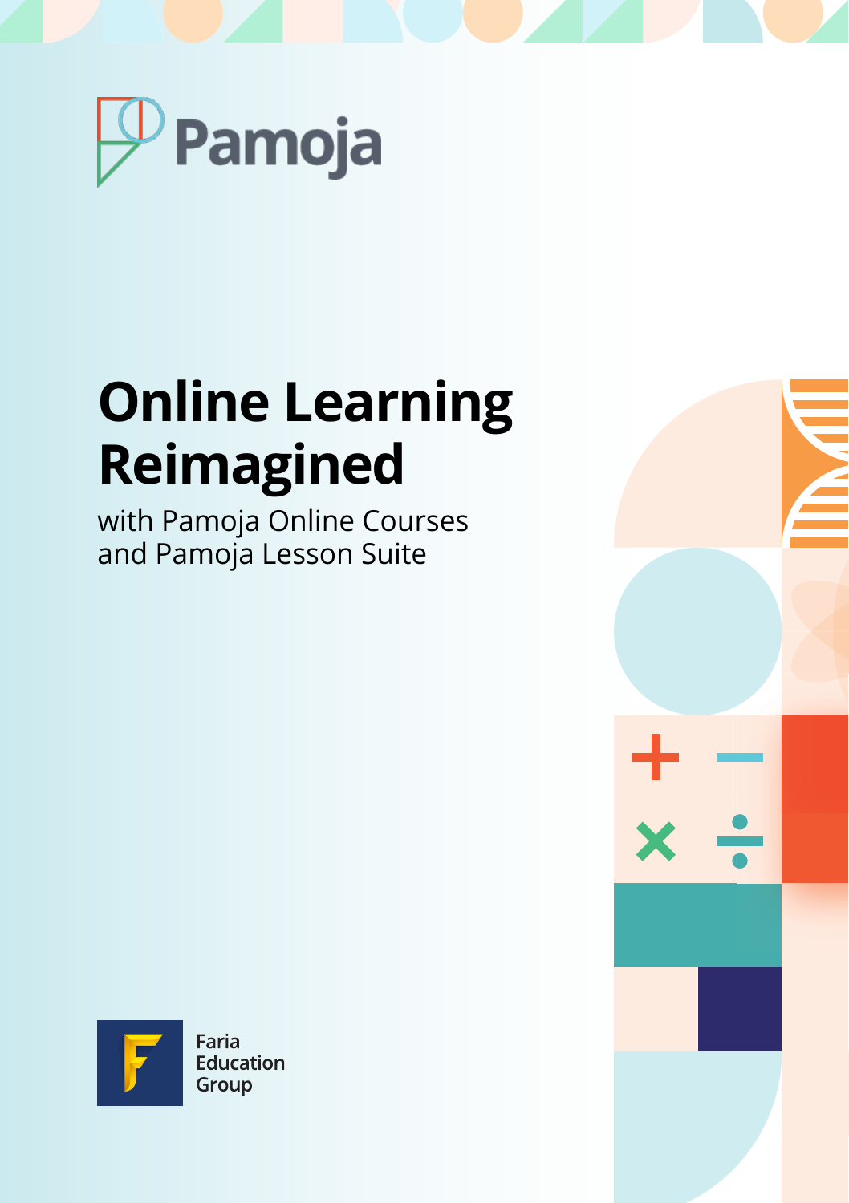Pamoja

# Online Learning Reimagined

with Pamoja Online Courses and Pamoja Lesson Suite

Faria Education Group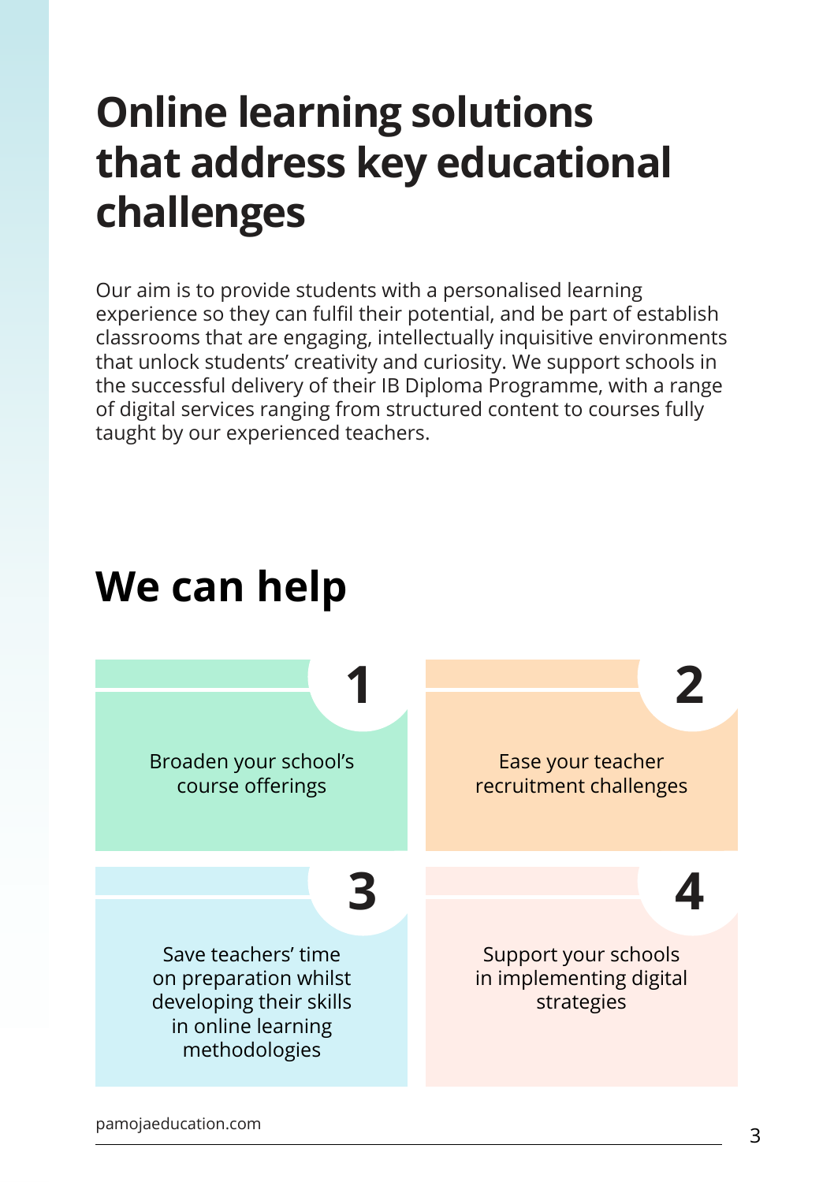# Online learning solutions that address key educational challenges

Our aim is to provide students with a personalised learning experience so they can fulfil their potential, and be part of establish classrooms that are engaging, intellectually inquisitive environments that unlock students' creativity and curiosity. We support schools in the successful delivery of their IB Diploma Programme, with a range of digital services ranging from structured content to courses fully taught by our experienced teachers.

## We can help

**1**

Broaden your school's course offerings

**2**

Ease your teacher recruitment challenges

**3**

Save teachers' time on preparation whilst developing their skills in online learning methodologies

**4**

Support your schools in implementing digital strategies

pamojaeducation.com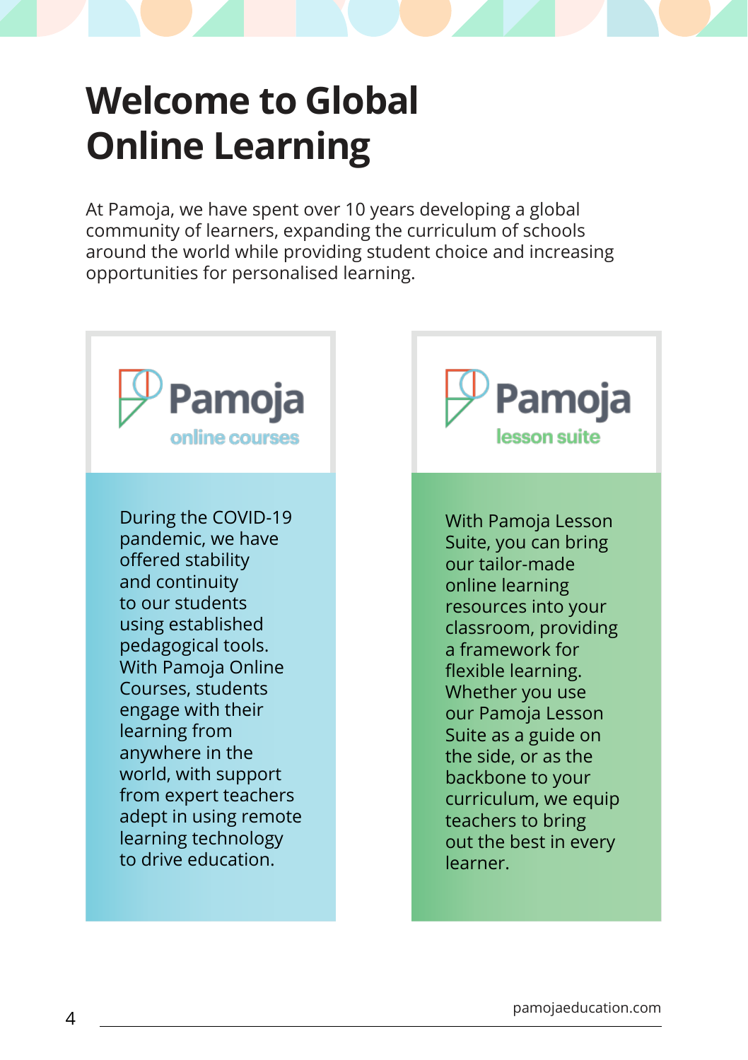# Welcome to Global Online Learning

At Pamoja, we have spent over 10 years developing a global community of learners, expanding the curriculum of schools around the world while providing student choice and increasing opportunities for personalised learning.

## Pamoja online courses

During the COVID-19 pandemic, we have offered stability and continuity to our students using established pedagogical tools. With Pamoja Online Courses, students engage with their learning from anywhere in the world, with support from expert teachers adept in using remote learning technology to drive education.

## Pamoja lesson suite

With Pamoja Lesson Suite, you can bring our tailor-made online learning resources into your classroom, providing a framework for flexible learning. Whether you use our Pamoja Lesson Suite as a guide on the side, or as the backbone to your curriculum, we equip teachers to bring out the best in every learner.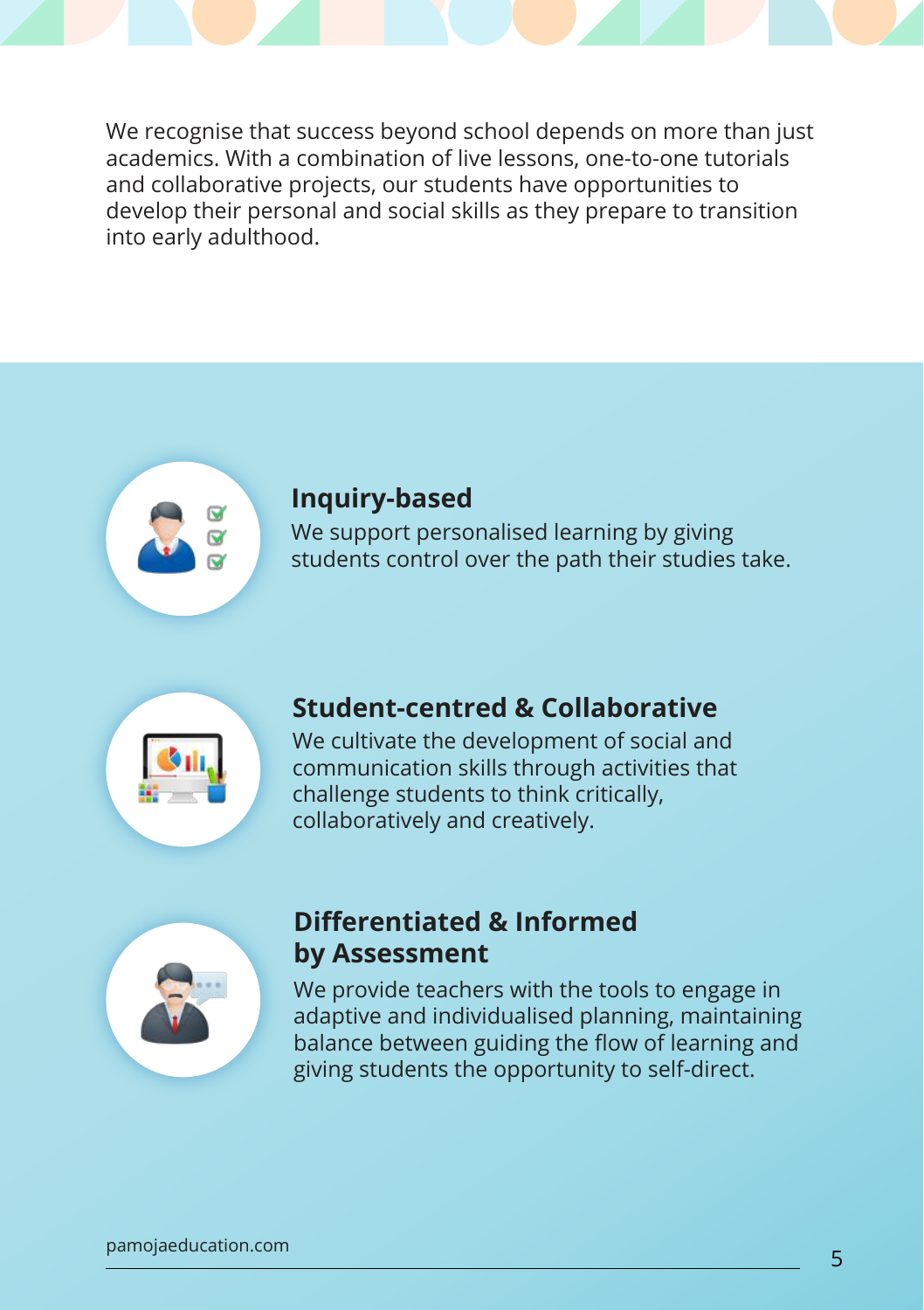We recognise that success beyond school depends on more than just academics. With a combination of live lessons, one-to-one tutorials and collaborative projects, our students have opportunities to develop their personal and social skills as they prepare to transition into early adulthood.

### Inquiry-based

We support personalised learning by giving students control over the path their studies take.

### Student-centred & Collaborative

We cultivate the development of social and communication skills through activities that challenge students to think critically, collaboratively and creatively.

### Differentiated & Informed by Assessment

We provide teachers with the tools to engage in adaptive and individualised planning, maintaining balance between guiding the flow of learning and giving students the opportunity to self-direct.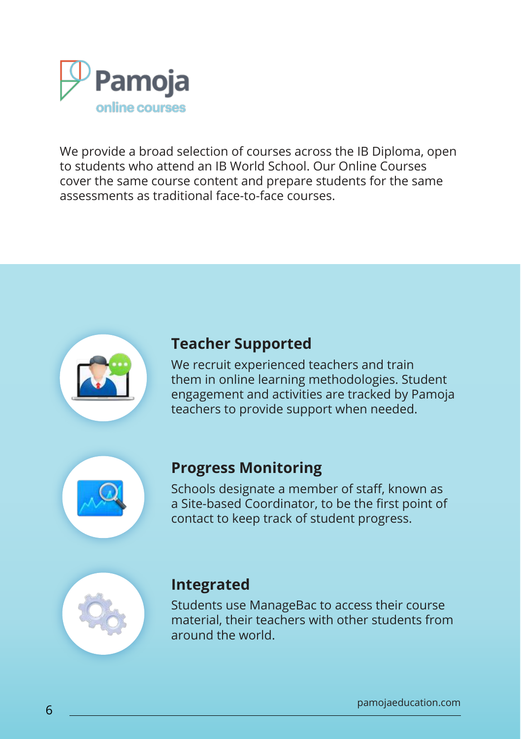# Pamoja

online courses

We provide a broad selection of courses across the IB Diploma, open to students who attend an IB World School. Our Online Courses cover the same course content and prepare students for the same assessments as traditional face-to-face courses.

## Teacher Supported

We recruit experienced teachers and train them in online learning methodologies. Student engagement and activities are tracked by Pamoja teachers to provide support when needed.

## Progress Monitoring

Schools designate a member of staff, known as a Site-based Coordinator, to be the first point of contact to keep track of student progress.

## Integrated

Students use ManageBac to access their course material, their teachers with other students from around the world.

pamojaeducation.com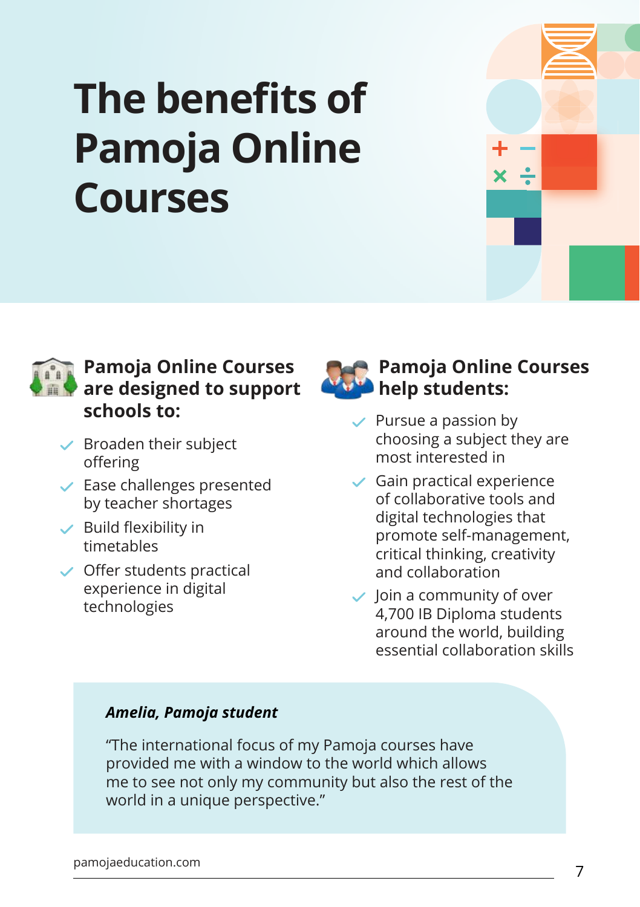# The benefits of Pamoja Online Courses

### Pamoja Online Courses are designed to support schools to:

- Broaden their subject offering
- Ease challenges presented by teacher shortages
- Build flexibility in timetables
- Offer students practical experience in digital technologies

### Pamoja Online Courses help students:

- Pursue a passion by choosing a subject they are most interested in
- Gain practical experience of collaborative tools and digital technologies that promote self-management, critical thinking, creativity and collaboration
- Join a community of over 4,700 IB Diploma students around the world, building essential collaboration skills

***Amelia, Pamoja student***

"The international focus of my Pamoja courses have provided me with a window to the world which allows me to see not only my community but also the rest of the world in a unique perspective."

pamojaeducation.com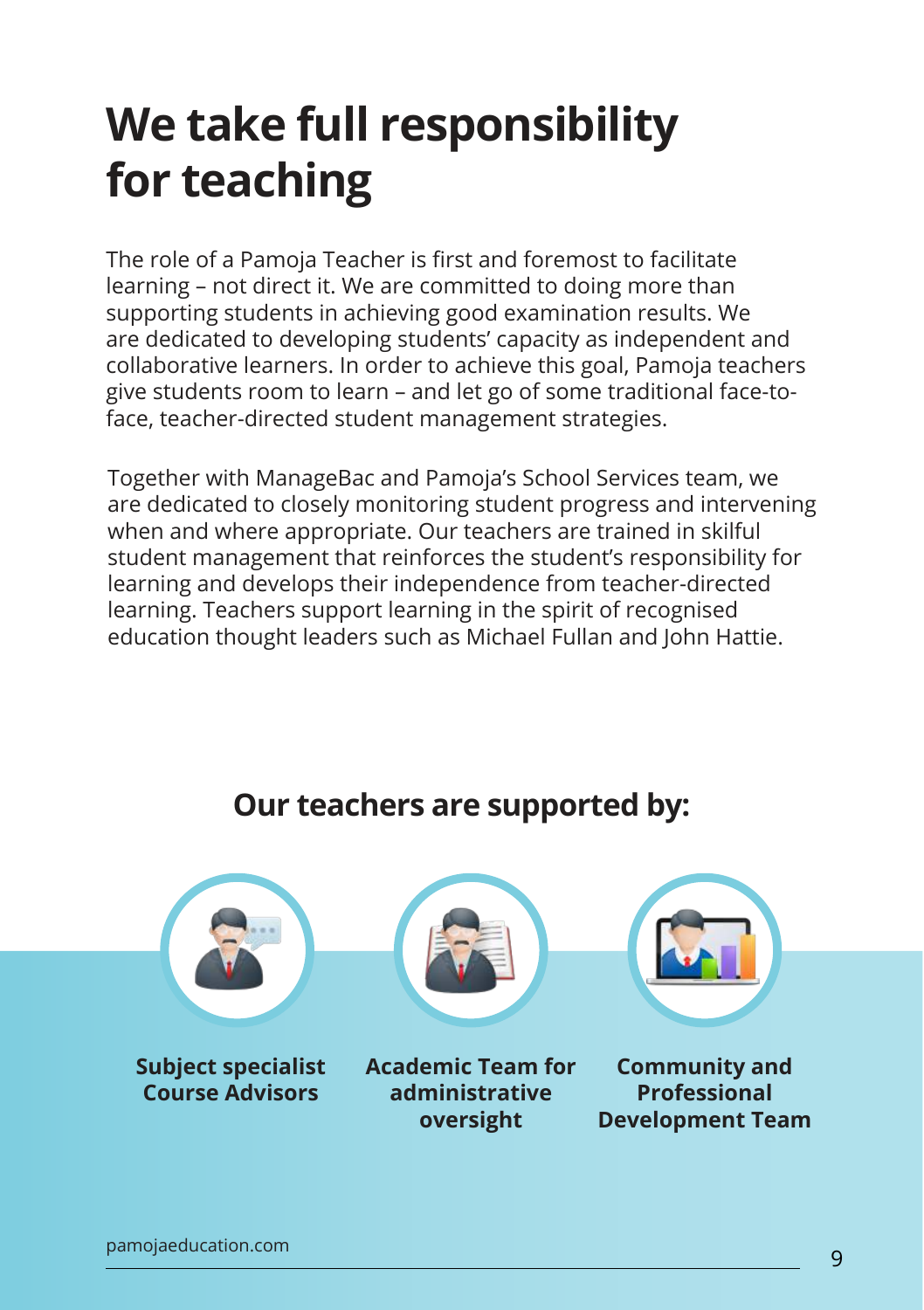# We take full responsibility for teaching

The role of a Pamoja Teacher is first and foremost to facilitate learning – not direct it. We are committed to doing more than supporting students in achieving good examination results. We are dedicated to developing students' capacity as independent and collaborative learners. In order to achieve this goal, Pamoja teachers give students room to learn – and let go of some traditional face-to-face, teacher-directed student management strategies.

Together with ManageBac and Pamoja's School Services team, we are dedicated to closely monitoring student progress and intervening when and where appropriate. Our teachers are trained in skilful student management that reinforces the student's responsibility for learning and develops their independence from teacher-directed learning. Teachers support learning in the spirit of recognised education thought leaders such as Michael Fullan and John Hattie.

## Our teachers are supported by:

**Subject specialist Course Advisors**

**Academic Team for administrative oversight**

**Community and Professional Development Team**

pamojaeducation.com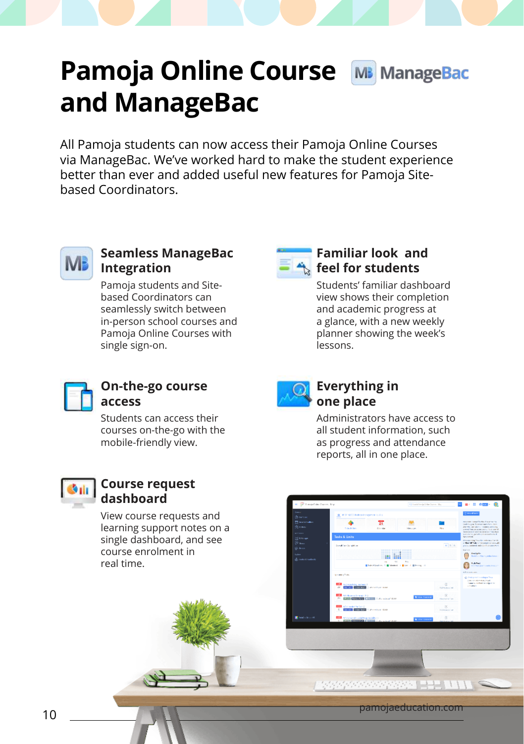# Pamoja Online Course and ManageBac

All Pamoja students can now access their Pamoja Online Courses via ManageBac. We've worked hard to make the student experience better than ever and added useful new features for Pamoja Site-based Coordinators.

### Seamless ManageBac Integration

Pamoja students and Site-based Coordinators can seamlessly switch between in-person school courses and Pamoja Online Courses with single sign-on.

### Familiar look and feel for students

Students' familiar dashboard view shows their completion and academic progress at a glance, with a new weekly planner showing the week's lessons.

### On-the-go course access

Students can access their courses on-the-go with the mobile-friendly view.

### Everything in one place

Administrators have access to all student information, such as progress and attendance reports, all in one place.

### Course request dashboard

View course requests and learning support notes on a single dashboard, and see course enrolment in real time.

pamojaeducation.com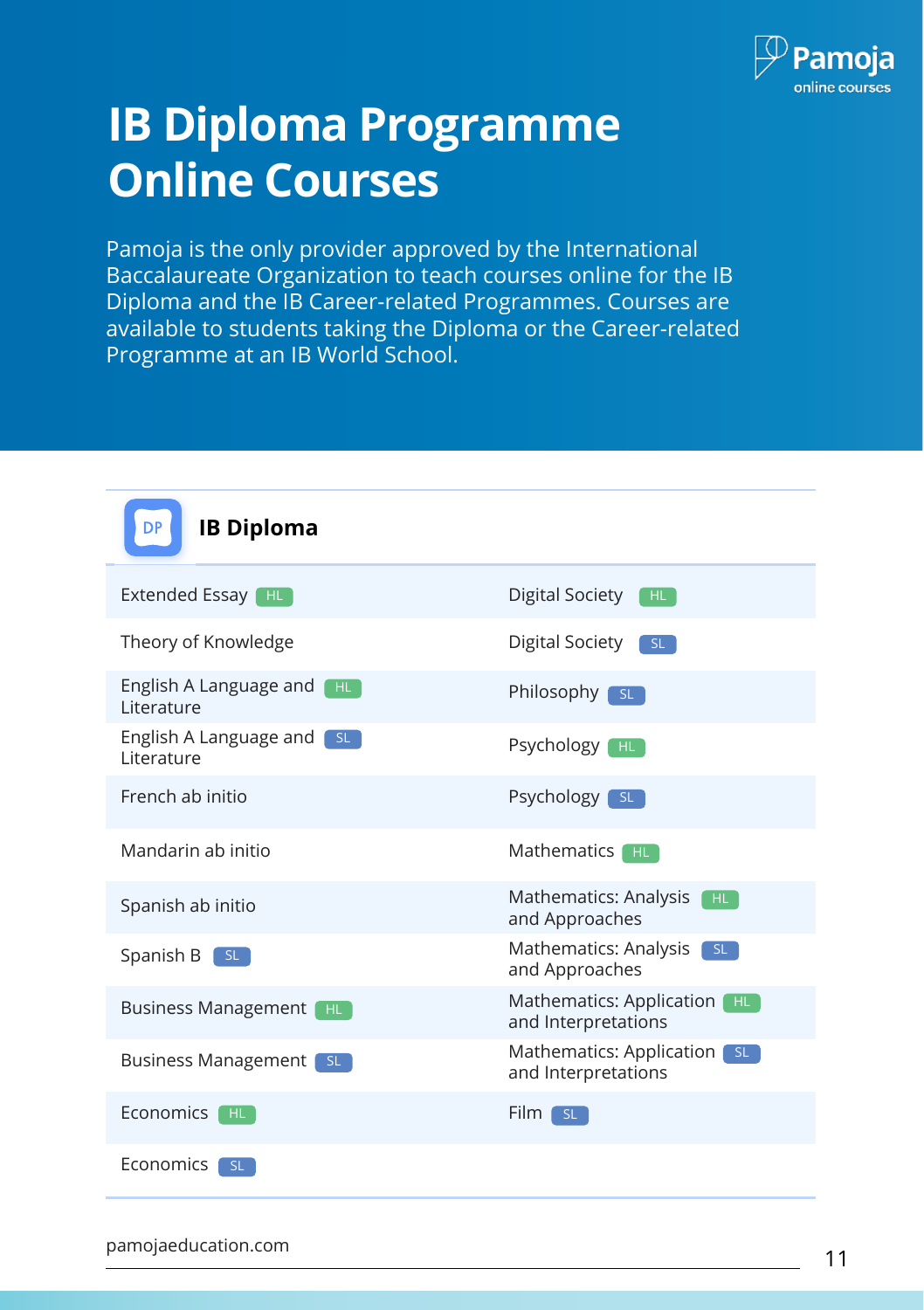# IB Diploma Programme Online Courses

Pamoja is the only provider approved by the International Baccalaureate Organization to teach courses online for the IB Diploma and the IB Career-related Programmes. Courses are available to students taking the Diploma or the Career-related Programme at an IB World School.

## IB Diploma

| | |
|---|---|
| Extended Essay HL | Digital Society HL |
| Theory of Knowledge | Digital Society SL |
| English A Language and Literature HL | Philosophy SL |
| English A Language and Literature SL | Psychology HL |
| French ab initio | Psychology SL |
| Mandarin ab initio | Mathematics HL |
| Spanish ab initio | Mathematics: Analysis and Approaches HL |
| Spanish B SL | Mathematics: Analysis and Approaches SL |
| Business Management HL | Mathematics: Application and Interpretations HL |
| Business Management SL | Mathematics: Application and Interpretations SL |
| Economics HL | Film SL |
| Economics SL | |

pamojaeducation.com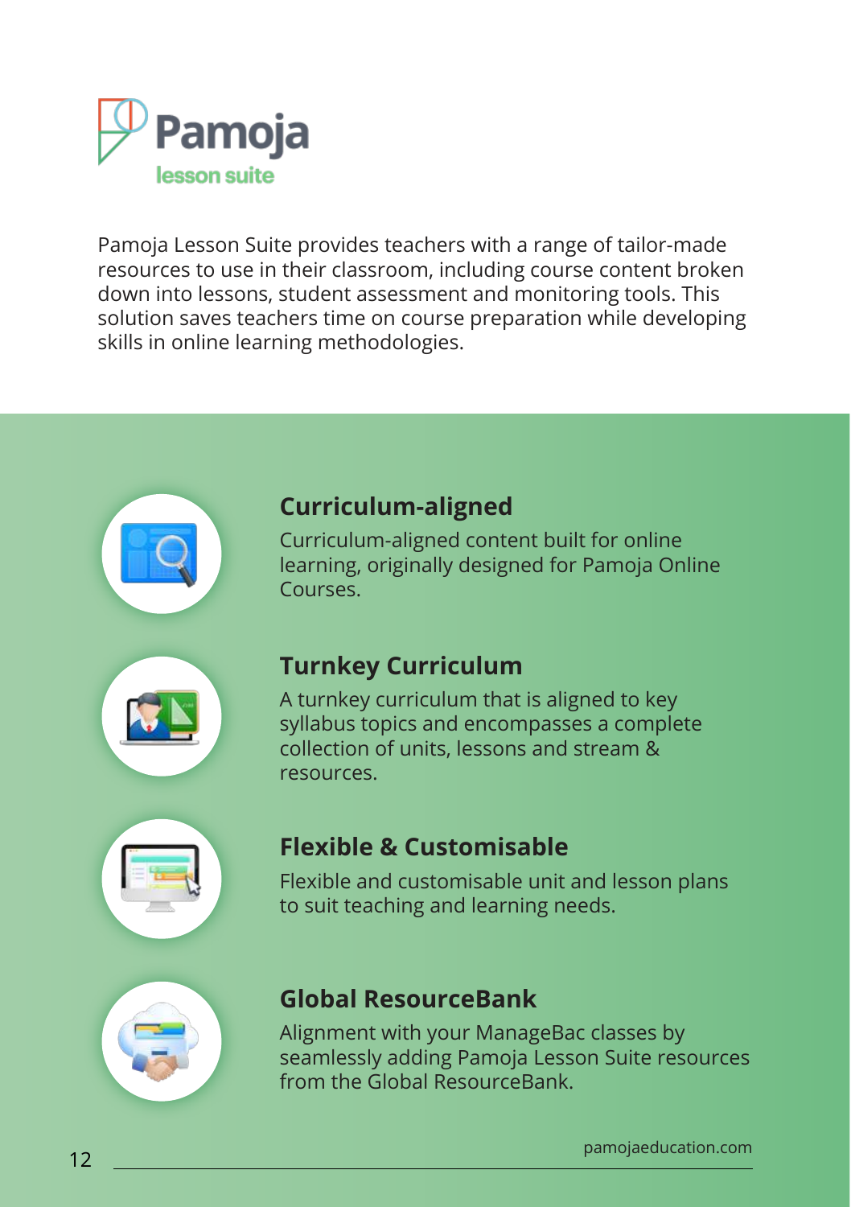# Pamoja

lesson suite

Pamoja Lesson Suite provides teachers with a range of tailor-made resources to use in their classroom, including course content broken down into lessons, student assessment and monitoring tools. This solution saves teachers time on course preparation while developing skills in online learning methodologies.

## Curriculum-aligned

Curriculum-aligned content built for online learning, originally designed for Pamoja Online Courses.

## Turnkey Curriculum

A turnkey curriculum that is aligned to key syllabus topics and encompasses a complete collection of units, lessons and stream & resources.

## Flexible & Customisable

Flexible and customisable unit and lesson plans to suit teaching and learning needs.

## Global ResourceBank

Alignment with your ManageBac classes by seamlessly adding Pamoja Lesson Suite resources from the Global ResourceBank.

pamojaeducation.com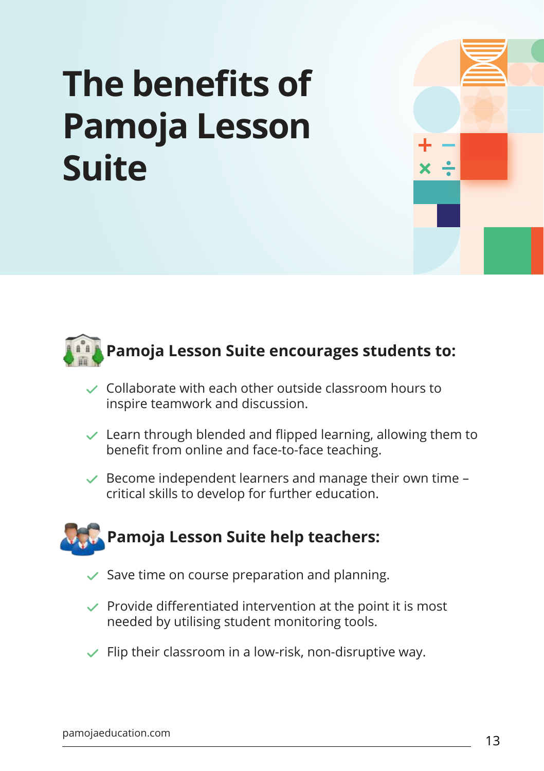# The benefits of Pamoja Lesson Suite

## Pamoja Lesson Suite encourages students to:

- Collaborate with each other outside classroom hours to inspire teamwork and discussion.
- Learn through blended and flipped learning, allowing them to benefit from online and face-to-face teaching.
- Become independent learners and manage their own time – critical skills to develop for further education.

## Pamoja Lesson Suite help teachers:

- Save time on course preparation and planning.
- Provide differentiated intervention at the point it is most needed by utilising student monitoring tools.
- Flip their classroom in a low-risk, non-disruptive way.

pamojaeducation.com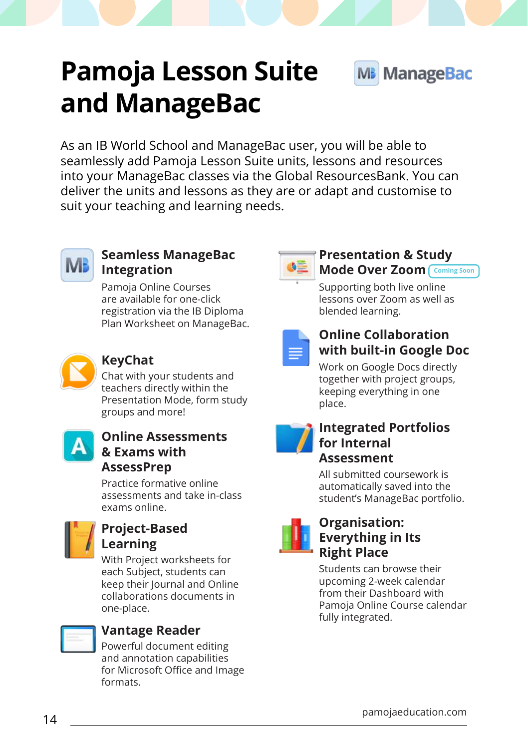# Pamoja Lesson Suite and ManageBac

As an IB World School and ManageBac user, you will be able to seamlessly add Pamoja Lesson Suite units, lessons and resources into your ManageBac classes via the Global ResourcesBank. You can deliver the units and lessons as they are or adapt and customise to suit your teaching and learning needs.

### Seamless ManageBac Integration

Pamoja Online Courses are available for one-click registration via the IB Diploma Plan Worksheet on ManageBac.

### KeyChat

Chat with your students and teachers directly within the Presentation Mode, form study groups and more!

### Online Assessments & Exams with AssessPrep

Practice formative online assessments and take in-class exams online.

### Project-Based Learning

With Project worksheets for each Subject, students can keep their Journal and Online collaborations documents in one-place.

### Vantage Reader

Powerful document editing and annotation capabilities for Microsoft Office and Image formats.

### Presentation & Study Mode Over Zoom (Coming Soon)

Supporting both live online lessons over Zoom as well as blended learning.

### Online Collaboration with built-in Google Doc

Work on Google Docs directly together with project groups, keeping everything in one place.

### Integrated Portfolios for Internal Assessment

All submitted coursework is automatically saved into the student's ManageBac portfolio.

### Organisation: Everything in Its Right Place

Students can browse their upcoming 2-week calendar from their Dashboard with Pamoja Online Course calendar fully integrated.

pamojaeducation.com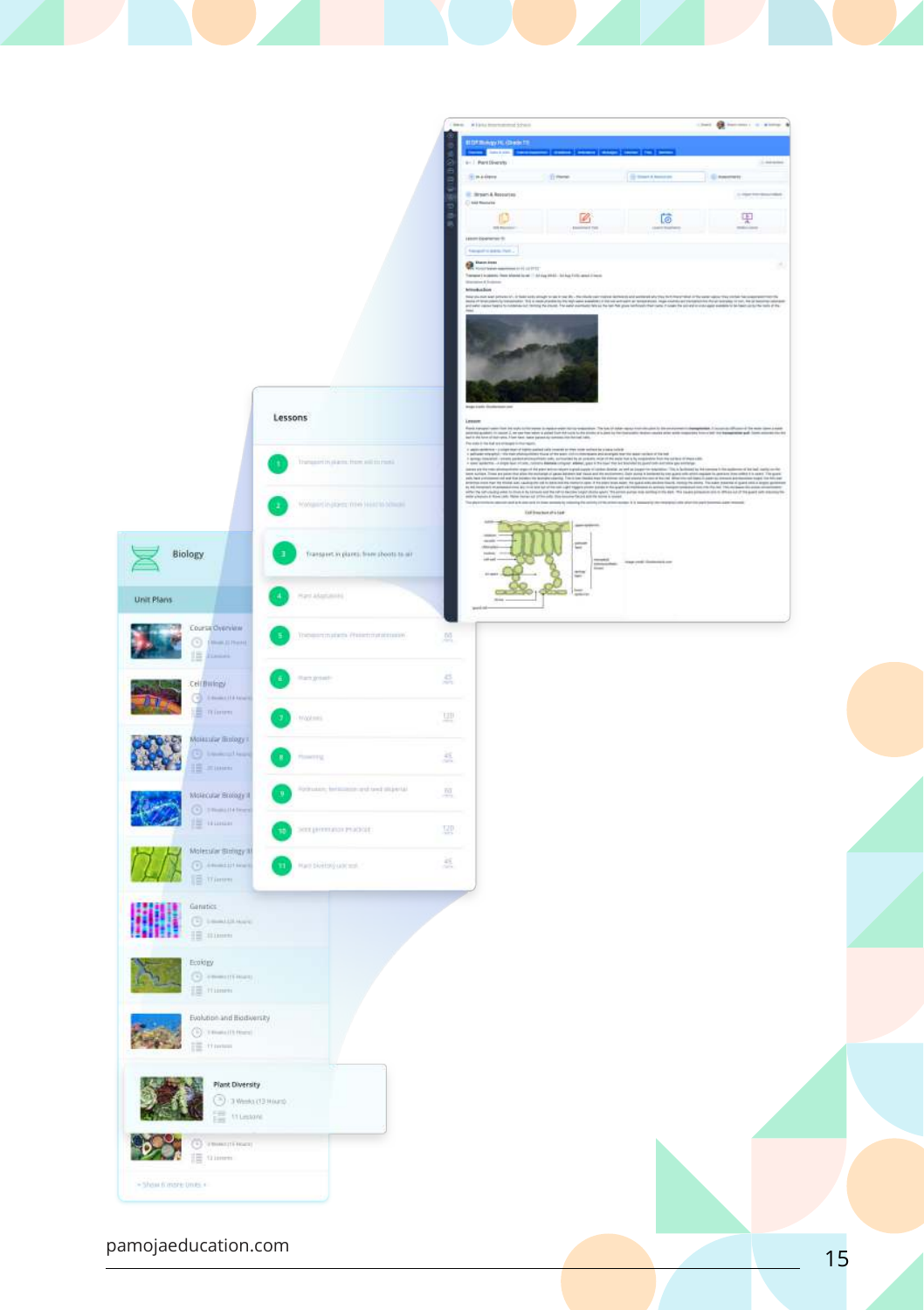Lessons

1. Transport in plants: from soil to roots
2. Transport in plants: from roots to shoots
3. Transport in plants: from shoots to air
4. Plant adaptations
5. Transport in plants: Phloem translocation
6. Plant growth
7. Tropisms
8. Flowering
9. Pollination, fertilization and seed dispersal
10. Seed germination practical
11. Plant diversity practical

Biology

Unit Plans

- Course Overview
- Cell Biology
- Molecular Biology I
- Molecular Biology II
- Molecular Biology III
- Genetics
- Ecology
- Evolution and Biodiversity
- Plant Diversity — 3 Weeks (13 Hours), 11 Lessons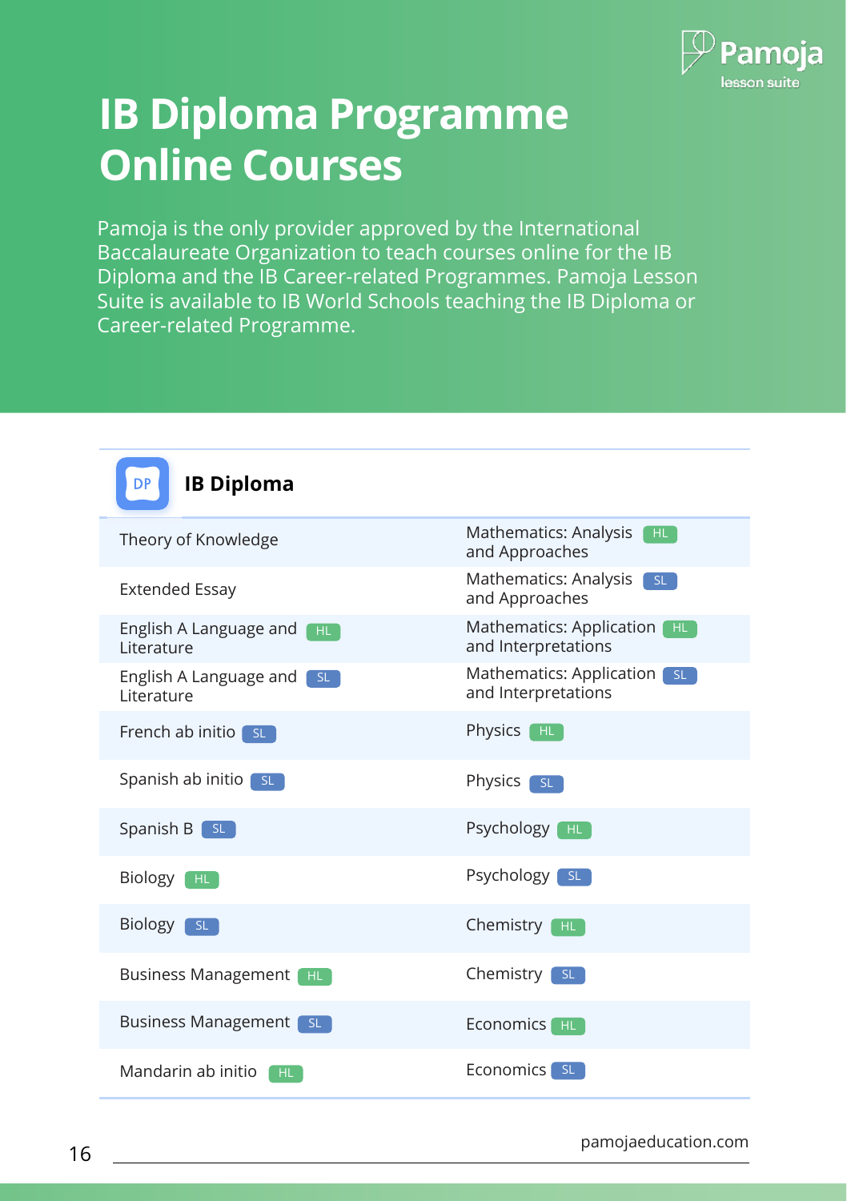# IB Diploma Programme Online Courses

Pamoja is the only provider approved by the International Baccalaureate Organization to teach courses online for the IB Diploma and the IB Career-related Programmes. Pamoja Lesson Suite is available to IB World Schools teaching the IB Diploma or Career-related Programme.

## IB Diploma

| | |
|---|---|
| Theory of Knowledge | Mathematics: Analysis and Approaches HL |
| Extended Essay | Mathematics: Analysis and Approaches SL |
| English A Language and Literature HL | Mathematics: Application and Interpretations HL |
| English A Language and Literature SL | Mathematics: Application and Interpretations SL |
| French ab initio SL | Physics HL |
| Spanish ab initio SL | Physics SL |
| Spanish B SL | Psychology HL |
| Biology HL | Psychology SL |
| Biology SL | Chemistry HL |
| Business Management HL | Chemistry SL |
| Business Management SL | Economics HL |
| Mandarin ab initio HL | Economics SL |

pamojaeducation.com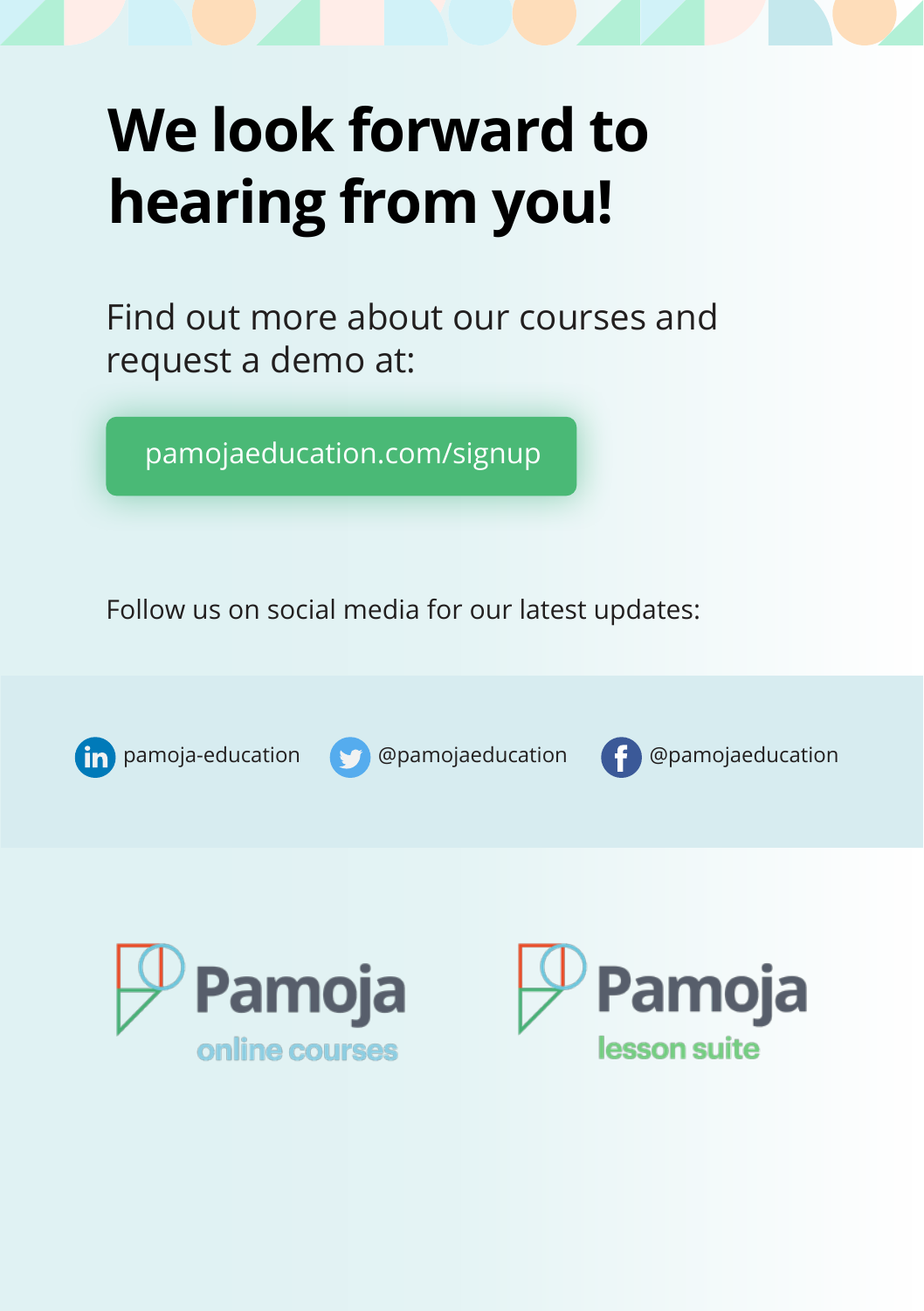# We look forward to hearing from you!

Find out more about our courses and request a demo at:

pamojaeducation.com/signup

Follow us on social media for our latest updates:

pamoja-education   @pamojaeducation   @pamojaeducation

Pamoja online courses

Pamoja lesson suite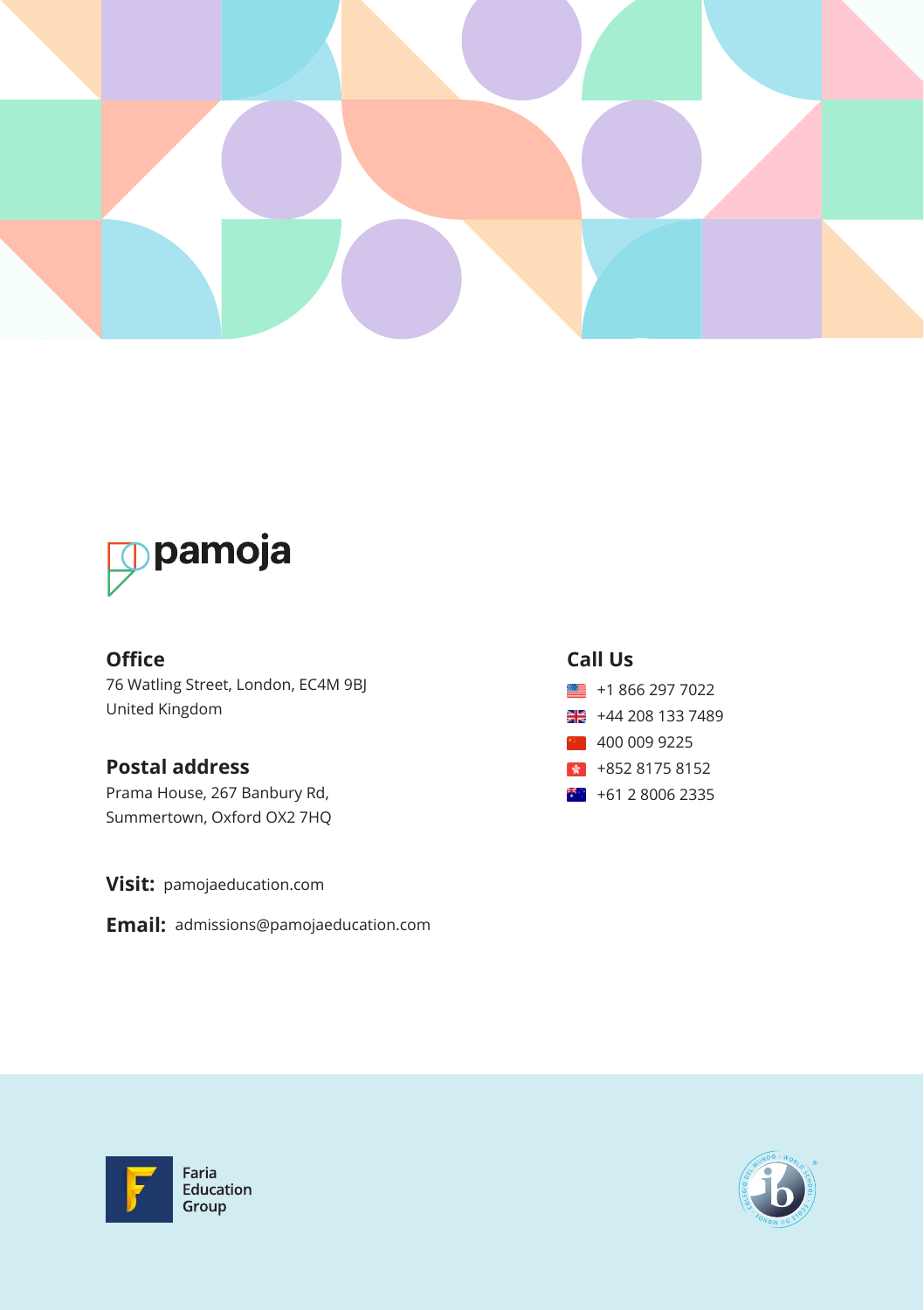pamoja

**Office**
76 Watling Street, London, EC4M 9BJ
United Kingdom

**Postal address**
Prama House, 267 Banbury Rd,
Summertown, Oxford OX2 7HQ

**Visit:** pamojaeducation.com

**Email:** admissions@pamojaeducation.com

**Call Us**

- +1 866 297 7022
- +44 208 133 7489
- 400 009 9225
- +852 8175 8152
- +61 2 8006 2335

Faria Education Group